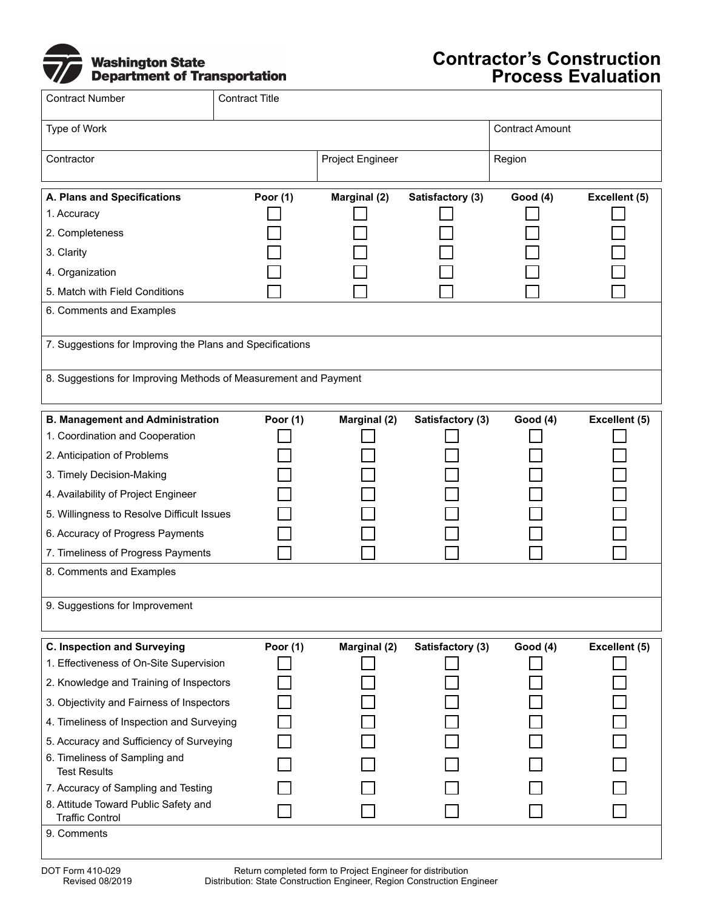**Washington State Department of Transportation**

# Contractor's Construction Process Evaluation

| Contract Number | Contract Title | |
|---|---|---|
| Type of Work | | Contract Amount |
| Contractor | Project Engineer | Region |

| A. Plans and Specifications | Poor (1) | Marginal (2) | Satisfactory (3) | Good (4) | Excellent (5) |
|---|---|---|---|---|---|
| 1. Accuracy | ☐ | ☐ | ☐ | ☐ | ☐ |
| 2. Completeness | ☐ | ☐ | ☐ | ☐ | ☐ |
| 3. Clarity | ☐ | ☐ | ☐ | ☐ | ☐ |
| 4. Organization | ☐ | ☐ | ☐ | ☐ | ☐ |
| 5. Match with Field Conditions | ☐ | ☐ | ☐ | ☐ | ☐ |

6. Comments and Examples

7. Suggestions for Improving the Plans and Specifications

8. Suggestions for Improving Methods of Measurement and Payment

| B. Management and Administration | Poor (1) | Marginal (2) | Satisfactory (3) | Good (4) | Excellent (5) |
|---|---|---|---|---|---|
| 1. Coordination and Cooperation | ☐ | ☐ | ☐ | ☐ | ☐ |
| 2. Anticipation of Problems | ☐ | ☐ | ☐ | ☐ | ☐ |
| 3. Timely Decision-Making | ☐ | ☐ | ☐ | ☐ | ☐ |
| 4. Availability of Project Engineer | ☐ | ☐ | ☐ | ☐ | ☐ |
| 5. Willingness to Resolve Difficult Issues | ☐ | ☐ | ☐ | ☐ | ☐ |
| 6. Accuracy of Progress Payments | ☐ | ☐ | ☐ | ☐ | ☐ |
| 7. Timeliness of Progress Payments | ☐ | ☐ | ☐ | ☐ | ☐ |

8. Comments and Examples

9. Suggestions for Improvement

| C. Inspection and Surveying | Poor (1) | Marginal (2) | Satisfactory (3) | Good (4) | Excellent (5) |
|---|---|---|---|---|---|
| 1. Effectiveness of On-Site Supervision | ☐ | ☐ | ☐ | ☐ | ☐ |
| 2. Knowledge and Training of Inspectors | ☐ | ☐ | ☐ | ☐ | ☐ |
| 3. Objectivity and Fairness of Inspectors | ☐ | ☐ | ☐ | ☐ | ☐ |
| 4. Timeliness of Inspection and Surveying | ☐ | ☐ | ☐ | ☐ | ☐ |
| 5. Accuracy and Sufficiency of Surveying | ☐ | ☐ | ☐ | ☐ | ☐ |
| 6. Timeliness of Sampling and Test Results | ☐ | ☐ | ☐ | ☐ | ☐ |
| 7. Accuracy of Sampling and Testing | ☐ | ☐ | ☐ | ☐ | ☐ |
| 8. Attitude Toward Public Safety and Traffic Control | ☐ | ☐ | ☐ | ☐ | ☐ |

9. Comments

DOT Form 410-029
Revised 08/2019

Return completed form to Project Engineer for distribution
Distribution: State Construction Engineer, Region Construction Engineer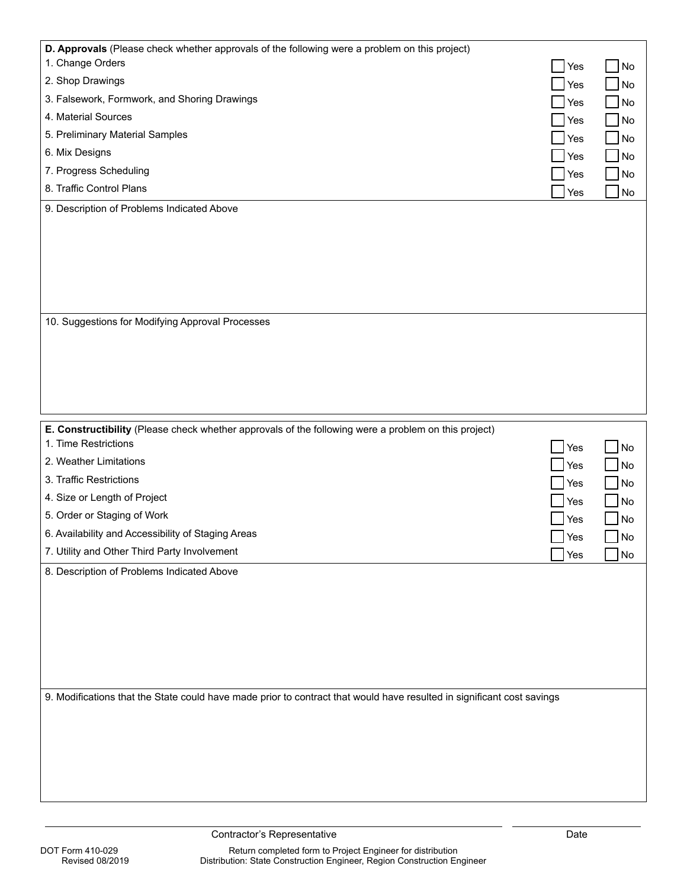**D. Approvals** (Please check whether approvals of the following were a problem on this project)

| | | |
|---|---|---|
| 1. Change Orders | ☐ Yes | ☐ No |
| 2. Shop Drawings | ☐ Yes | ☐ No |
| 3. Falsework, Formwork, and Shoring Drawings | ☐ Yes | ☐ No |
| 4. Material Sources | ☐ Yes | ☐ No |
| 5. Preliminary Material Samples | ☐ Yes | ☐ No |
| 6. Mix Designs | ☐ Yes | ☐ No |
| 7. Progress Scheduling | ☐ Yes | ☐ No |
| 8. Traffic Control Plans | ☐ Yes | ☐ No |

9. Description of Problems Indicated Above

10. Suggestions for Modifying Approval Processes

**E. Constructibility** (Please check whether approvals of the following were a problem on this project)

| | | |
|---|---|---|
| 1. Time Restrictions | ☐ Yes | ☐ No |
| 2. Weather Limitations | ☐ Yes | ☐ No |
| 3. Traffic Restrictions | ☐ Yes | ☐ No |
| 4. Size or Length of Project | ☐ Yes | ☐ No |
| 5. Order or Staging of Work | ☐ Yes | ☐ No |
| 6. Availability and Accessibility of Staging Areas | ☐ Yes | ☐ No |
| 7. Utility and Other Third Party Involvement | ☐ Yes | ☐ No |

8. Description of Problems Indicated Above

9. Modifications that the State could have made prior to contract that would have resulted in significant cost savings

Contractor's Representative　　　　Date

DOT Form 410-029
Revised 08/2019

Return completed form to Project Engineer for distribution
Distribution: State Construction Engineer, Region Construction Engineer